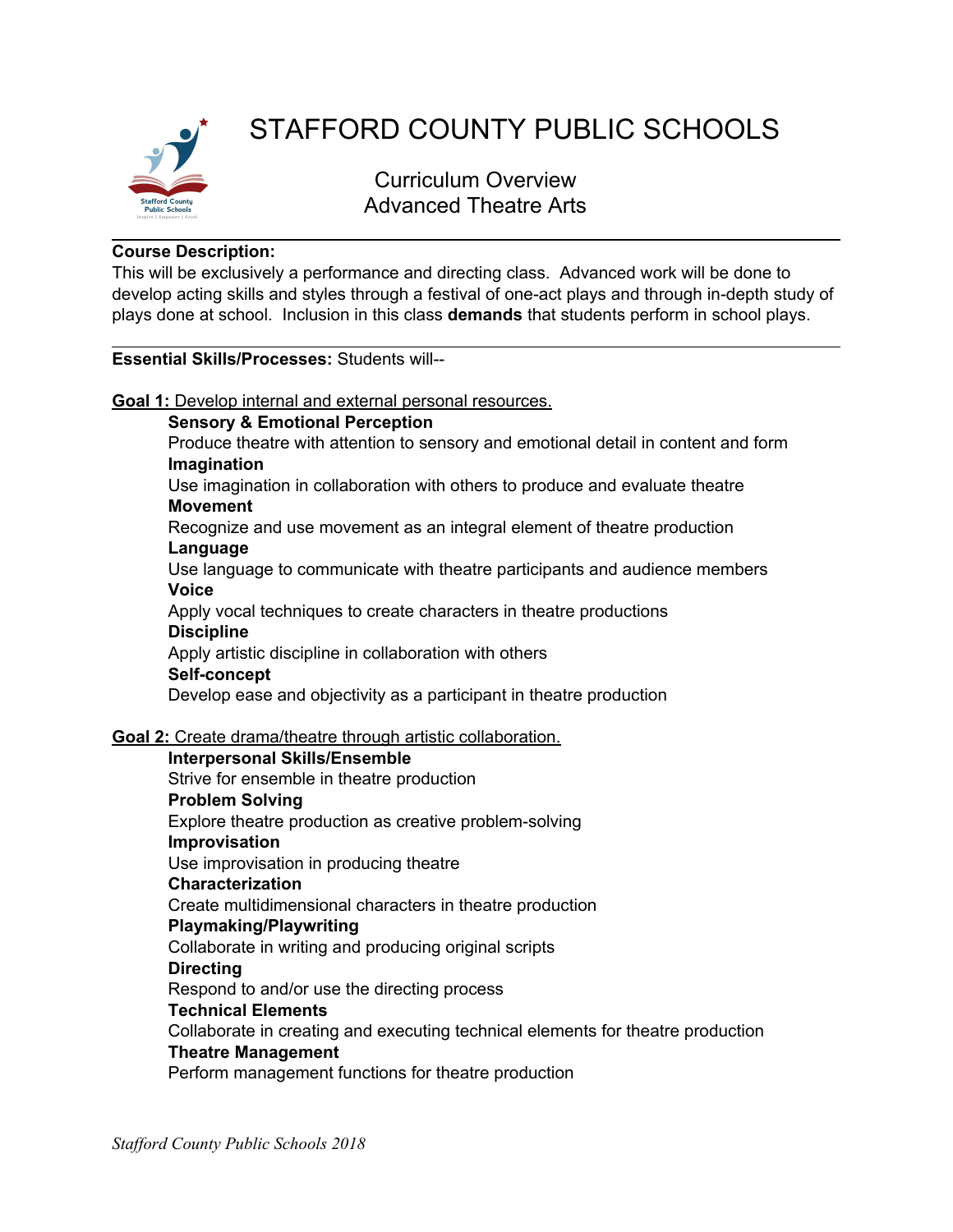# STAFFORD COUNTY PUBLIC SCHOOLS

## Curriculum Overview
## Advanced Theatre Arts

---

**Course Description:**
This will be exclusively a performance and directing class. Advanced work will be done to develop acting skills and styles through a festival of one-act plays and through in-depth study of plays done at school. Inclusion in this class **demands** that students perform in school plays.

---

**Essential Skills/Processes:** Students will--

**Goal 1:** Develop internal and external personal resources.

**Sensory & Emotional Perception**
Produce theatre with attention to sensory and emotional detail in content and form

**Imagination**
Use imagination in collaboration with others to produce and evaluate theatre

**Movement**
Recognize and use movement as an integral element of theatre production

**Language**
Use language to communicate with theatre participants and audience members

**Voice**
Apply vocal techniques to create characters in theatre productions

**Discipline**
Apply artistic discipline in collaboration with others

**Self-concept**
Develop ease and objectivity as a participant in theatre production

**Goal 2:** Create drama/theatre through artistic collaboration.

**Interpersonal Skills/Ensemble**
Strive for ensemble in theatre production

**Problem Solving**
Explore theatre production as creative problem-solving

**Improvisation**
Use improvisation in producing theatre

**Characterization**
Create multidimensional characters in theatre production

**Playmaking/Playwriting**
Collaborate in writing and producing original scripts

**Directing**
Respond to and/or use the directing process

**Technical Elements**
Collaborate in creating and executing technical elements for theatre production

**Theatre Management**
Perform management functions for theatre production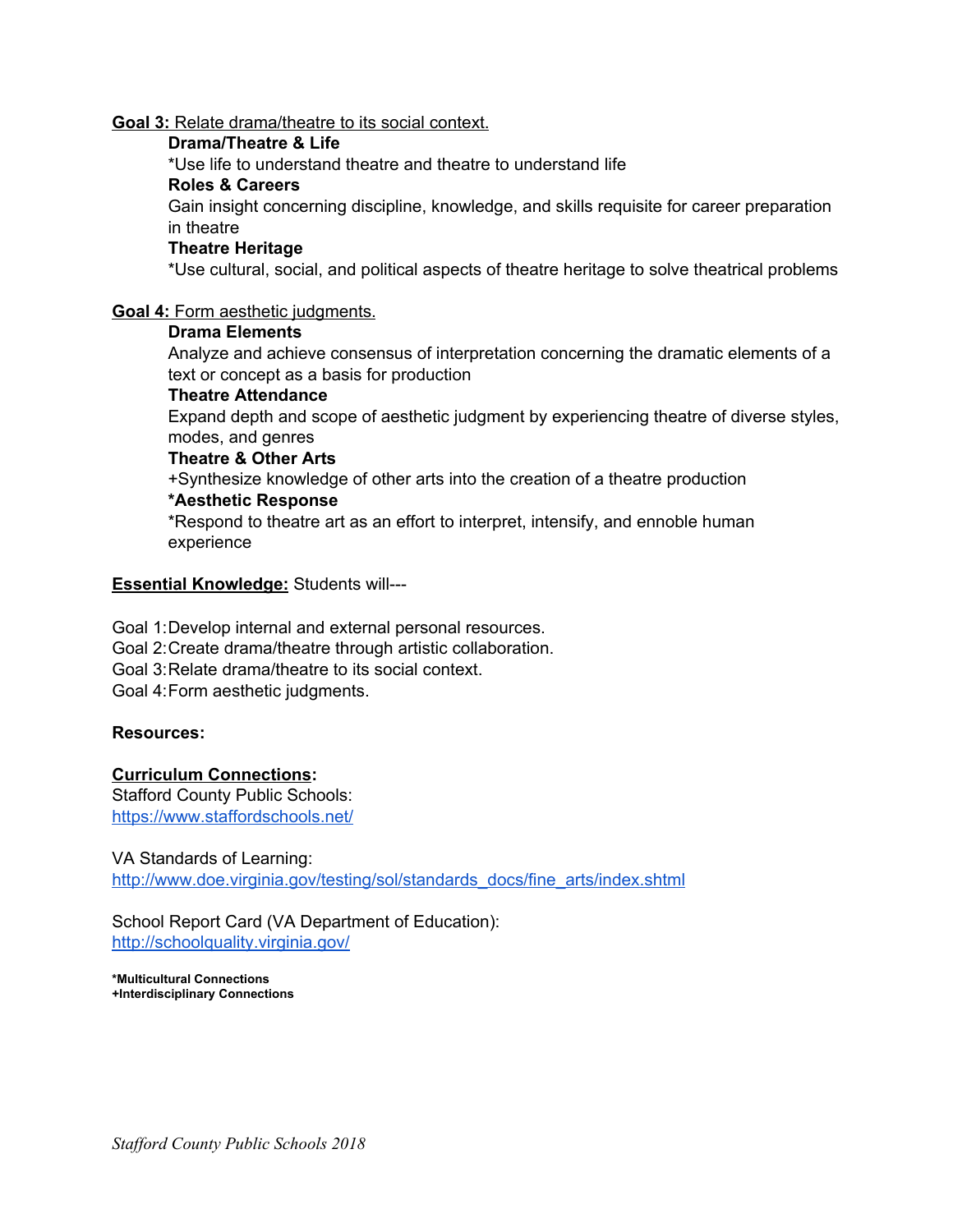**<u>Goal 3:</u>** <u>Relate drama/theatre to its social context.</u>

**Drama/Theatre & Life**

*Use life to understand theatre and theatre to understand life

**Roles & Careers**

Gain insight concerning discipline, knowledge, and skills requisite for career preparation in theatre

**Theatre Heritage**

*Use cultural, social, and political aspects of theatre heritage to solve theatrical problems

**<u>Goal 4:</u>** <u>Form aesthetic judgments.</u>

**Drama Elements**

Analyze and achieve consensus of interpretation concerning the dramatic elements of a text or concept as a basis for production

**Theatre Attendance**

Expand depth and scope of aesthetic judgment by experiencing theatre of diverse styles, modes, and genres

**Theatre & Other Arts**

+Synthesize knowledge of other arts into the creation of a theatre production

***Aesthetic Response**

*Respond to theatre art as an effort to interpret, intensify, and ennoble human experience

**<u>Essential Knowledge:</u>** Students will---

Goal 1: Develop internal and external personal resources.
Goal 2: Create drama/theatre through artistic collaboration.
Goal 3: Relate drama/theatre to its social context.
Goal 4: Form aesthetic judgments.

**Resources:**

**<u>Curriculum Connections</u>:**

Stafford County Public Schools:
[https://www.staffordschools.net/](https://www.staffordschools.net/)

VA Standards of Learning:
[http://www.doe.virginia.gov/testing/sol/standards_docs/fine_arts/index.shtml](http://www.doe.virginia.gov/testing/sol/standards_docs/fine_arts/index.shtml)

School Report Card (VA Department of Education):
[http://schoolquality.virginia.gov/](http://schoolquality.virginia.gov/)

***Multicultural Connections**
**+Interdisciplinary Connections**